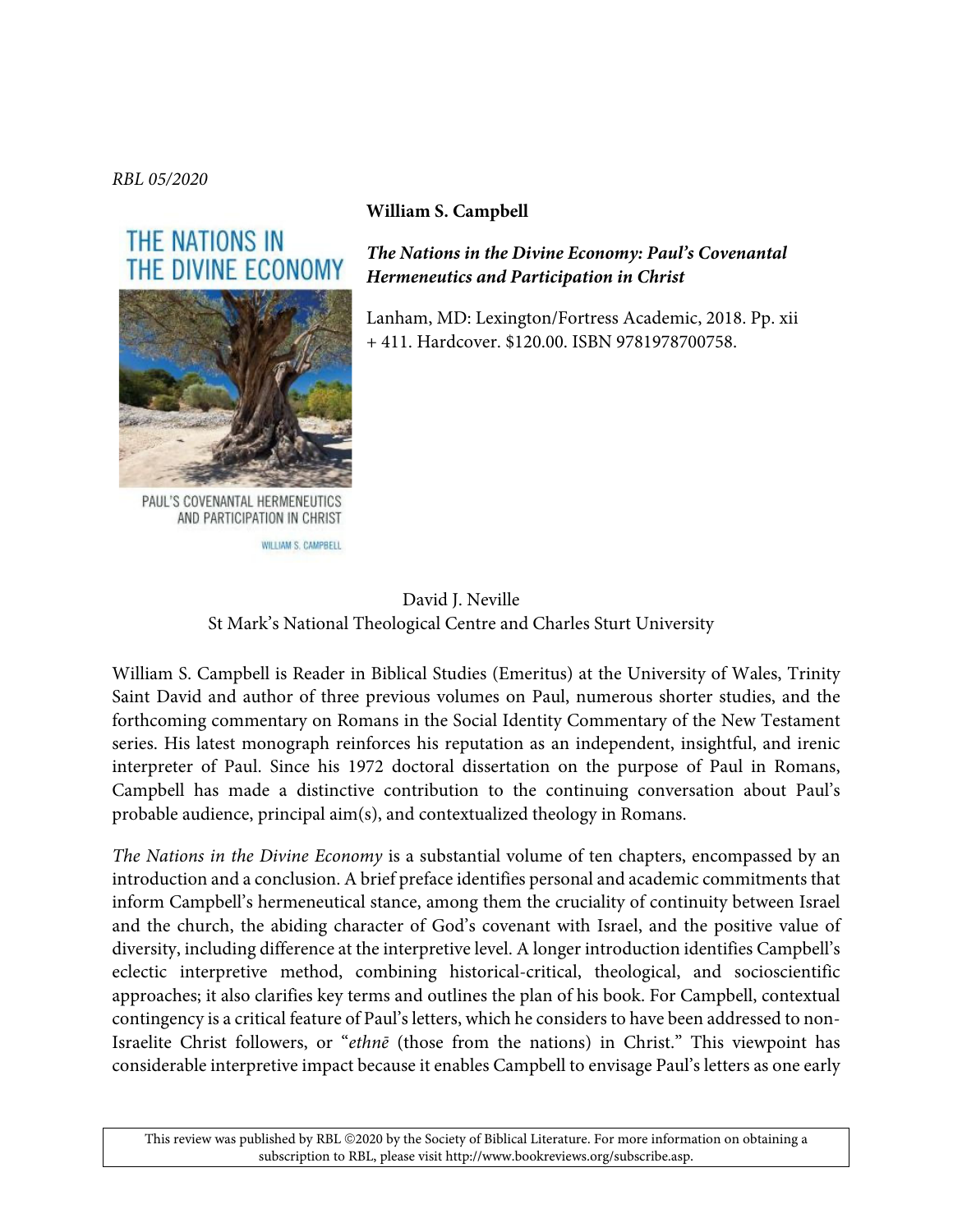*RBL 05/2020*

**William S. Campbell**

***The Nations in the Divine Economy: Paul's Covenantal Hermeneutics and Participation in Christ***

Lanham, MD: Lexington/Fortress Academic, 2018. Pp. xii + 411. Hardcover. $120.00. ISBN 9781978700758.

David J. Neville
St Mark's National Theological Centre and Charles Sturt University

William S. Campbell is Reader in Biblical Studies (Emeritus) at the University of Wales, Trinity Saint David and author of three previous volumes on Paul, numerous shorter studies, and the forthcoming commentary on Romans in the Social Identity Commentary of the New Testament series. His latest monograph reinforces his reputation as an independent, insightful, and irenic interpreter of Paul. Since his 1972 doctoral dissertation on the purpose of Paul in Romans, Campbell has made a distinctive contribution to the continuing conversation about Paul's probable audience, principal aim(s), and contextualized theology in Romans.

*The Nations in the Divine Economy* is a substantial volume of ten chapters, encompassed by an introduction and a conclusion. A brief preface identifies personal and academic commitments that inform Campbell's hermeneutical stance, among them the cruciality of continuity between Israel and the church, the abiding character of God's covenant with Israel, and the positive value of diversity, including difference at the interpretive level. A longer introduction identifies Campbell's eclectic interpretive method, combining historical-critical, theological, and socioscientific approaches; it also clarifies key terms and outlines the plan of his book. For Campbell, contextual contingency is a critical feature of Paul's letters, which he considers to have been addressed to non-Israelite Christ followers, or "*ethnē* (those from the nations) in Christ." This viewpoint has considerable interpretive impact because it enables Campbell to envisage Paul's letters as one early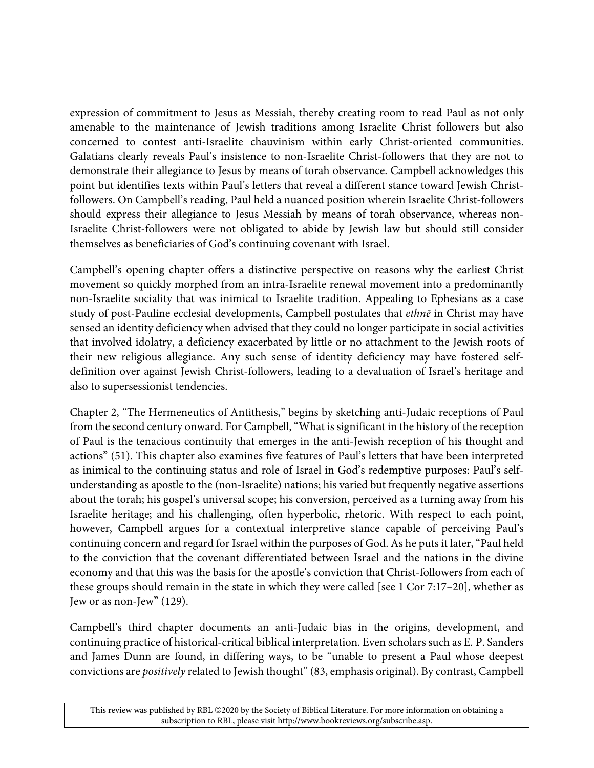expression of commitment to Jesus as Messiah, thereby creating room to read Paul as not only amenable to the maintenance of Jewish traditions among Israelite Christ followers but also concerned to contest anti-Israelite chauvinism within early Christ-oriented communities. Galatians clearly reveals Paul's insistence to non-Israelite Christ-followers that they are not to demonstrate their allegiance to Jesus by means of torah observance. Campbell acknowledges this point but identifies texts within Paul's letters that reveal a different stance toward Jewish Christ-followers. On Campbell's reading, Paul held a nuanced position wherein Israelite Christ-followers should express their allegiance to Jesus Messiah by means of torah observance, whereas non-Israelite Christ-followers were not obligated to abide by Jewish law but should still consider themselves as beneficiaries of God's continuing covenant with Israel.

Campbell's opening chapter offers a distinctive perspective on reasons why the earliest Christ movement so quickly morphed from an intra-Israelite renewal movement into a predominantly non-Israelite sociality that was inimical to Israelite tradition. Appealing to Ephesians as a case study of post-Pauline ecclesial developments, Campbell postulates that *ethnē* in Christ may have sensed an identity deficiency when advised that they could no longer participate in social activities that involved idolatry, a deficiency exacerbated by little or no attachment to the Jewish roots of their new religious allegiance. Any such sense of identity deficiency may have fostered self-definition over against Jewish Christ-followers, leading to a devaluation of Israel's heritage and also to supersessionist tendencies.

Chapter 2, "The Hermeneutics of Antithesis," begins by sketching anti-Judaic receptions of Paul from the second century onward. For Campbell, "What is significant in the history of the reception of Paul is the tenacious continuity that emerges in the anti-Jewish reception of his thought and actions" (51). This chapter also examines five features of Paul's letters that have been interpreted as inimical to the continuing status and role of Israel in God's redemptive purposes: Paul's self-understanding as apostle to the (non-Israelite) nations; his varied but frequently negative assertions about the torah; his gospel's universal scope; his conversion, perceived as a turning away from his Israelite heritage; and his challenging, often hyperbolic, rhetoric. With respect to each point, however, Campbell argues for a contextual interpretive stance capable of perceiving Paul's continuing concern and regard for Israel within the purposes of God. As he puts it later, "Paul held to the conviction that the covenant differentiated between Israel and the nations in the divine economy and that this was the basis for the apostle's conviction that Christ-followers from each of these groups should remain in the state in which they were called [see 1 Cor 7:17–20], whether as Jew or as non-Jew" (129).

Campbell's third chapter documents an anti-Judaic bias in the origins, development, and continuing practice of historical-critical biblical interpretation. Even scholars such as E. P. Sanders and James Dunn are found, in differing ways, to be "unable to present a Paul whose deepest convictions are *positively* related to Jewish thought" (83, emphasis original). By contrast, Campbell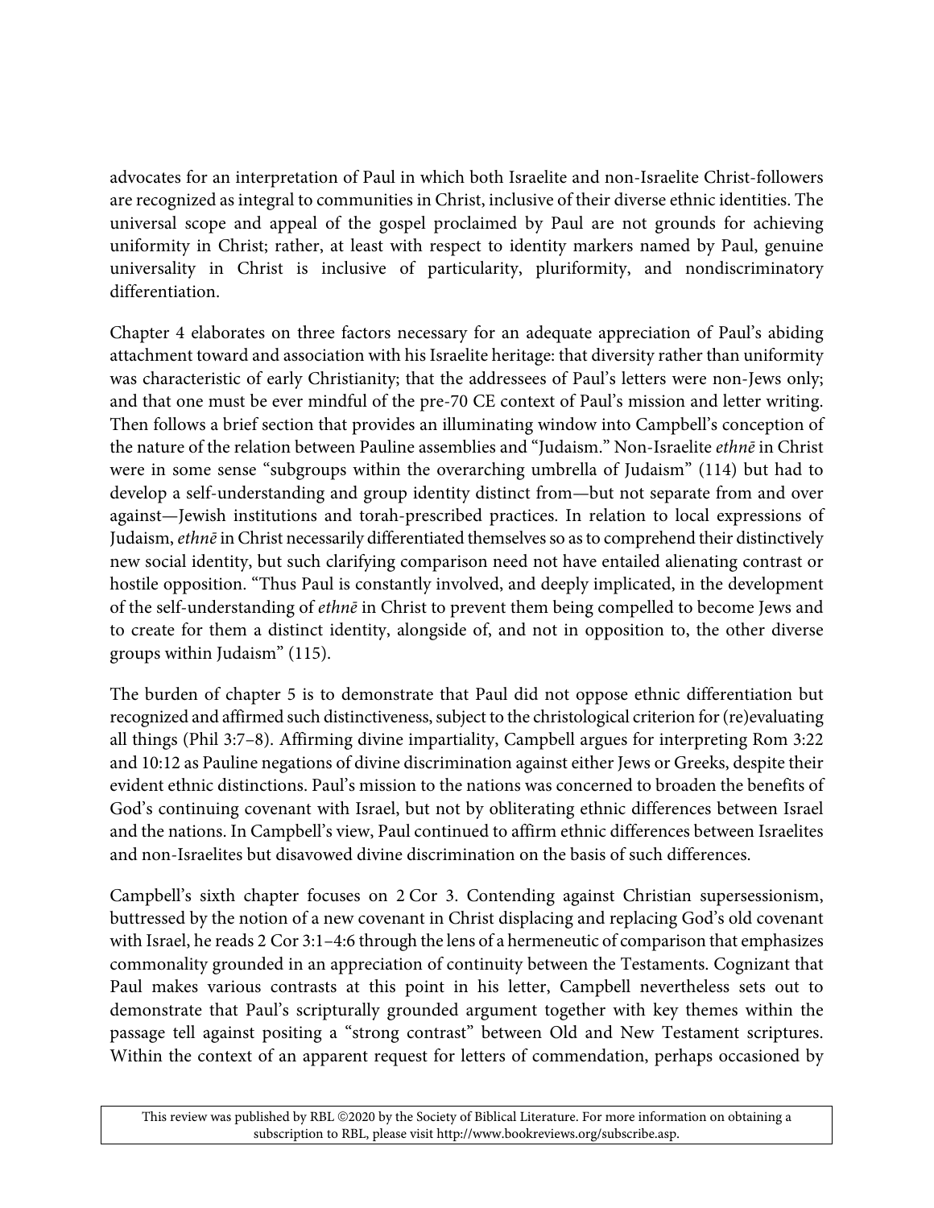advocates for an interpretation of Paul in which both Israelite and non-Israelite Christ-followers are recognized as integral to communities in Christ, inclusive of their diverse ethnic identities. The universal scope and appeal of the gospel proclaimed by Paul are not grounds for achieving uniformity in Christ; rather, at least with respect to identity markers named by Paul, genuine universality in Christ is inclusive of particularity, pluriformity, and nondiscriminatory differentiation.

Chapter 4 elaborates on three factors necessary for an adequate appreciation of Paul's abiding attachment toward and association with his Israelite heritage: that diversity rather than uniformity was characteristic of early Christianity; that the addressees of Paul's letters were non-Jews only; and that one must be ever mindful of the pre-70 CE context of Paul's mission and letter writing. Then follows a brief section that provides an illuminating window into Campbell's conception of the nature of the relation between Pauline assemblies and "Judaism." Non-Israelite *ethnē* in Christ were in some sense "subgroups within the overarching umbrella of Judaism" (114) but had to develop a self-understanding and group identity distinct from—but not separate from and over against—Jewish institutions and torah-prescribed practices. In relation to local expressions of Judaism, *ethnē* in Christ necessarily differentiated themselves so as to comprehend their distinctively new social identity, but such clarifying comparison need not have entailed alienating contrast or hostile opposition. "Thus Paul is constantly involved, and deeply implicated, in the development of the self-understanding of *ethnē* in Christ to prevent them being compelled to become Jews and to create for them a distinct identity, alongside of, and not in opposition to, the other diverse groups within Judaism" (115).

The burden of chapter 5 is to demonstrate that Paul did not oppose ethnic differentiation but recognized and affirmed such distinctiveness, subject to the christological criterion for (re)evaluating all things (Phil 3:7–8). Affirming divine impartiality, Campbell argues for interpreting Rom 3:22 and 10:12 as Pauline negations of divine discrimination against either Jews or Greeks, despite their evident ethnic distinctions. Paul's mission to the nations was concerned to broaden the benefits of God's continuing covenant with Israel, but not by obliterating ethnic differences between Israel and the nations. In Campbell's view, Paul continued to affirm ethnic differences between Israelites and non-Israelites but disavowed divine discrimination on the basis of such differences.

Campbell's sixth chapter focuses on 2 Cor 3. Contending against Christian supersessionism, buttressed by the notion of a new covenant in Christ displacing and replacing God's old covenant with Israel, he reads 2 Cor 3:1–4:6 through the lens of a hermeneutic of comparison that emphasizes commonality grounded in an appreciation of continuity between the Testaments. Cognizant that Paul makes various contrasts at this point in his letter, Campbell nevertheless sets out to demonstrate that Paul's scripturally grounded argument together with key themes within the passage tell against positing a "strong contrast" between Old and New Testament scriptures. Within the context of an apparent request for letters of commendation, perhaps occasioned by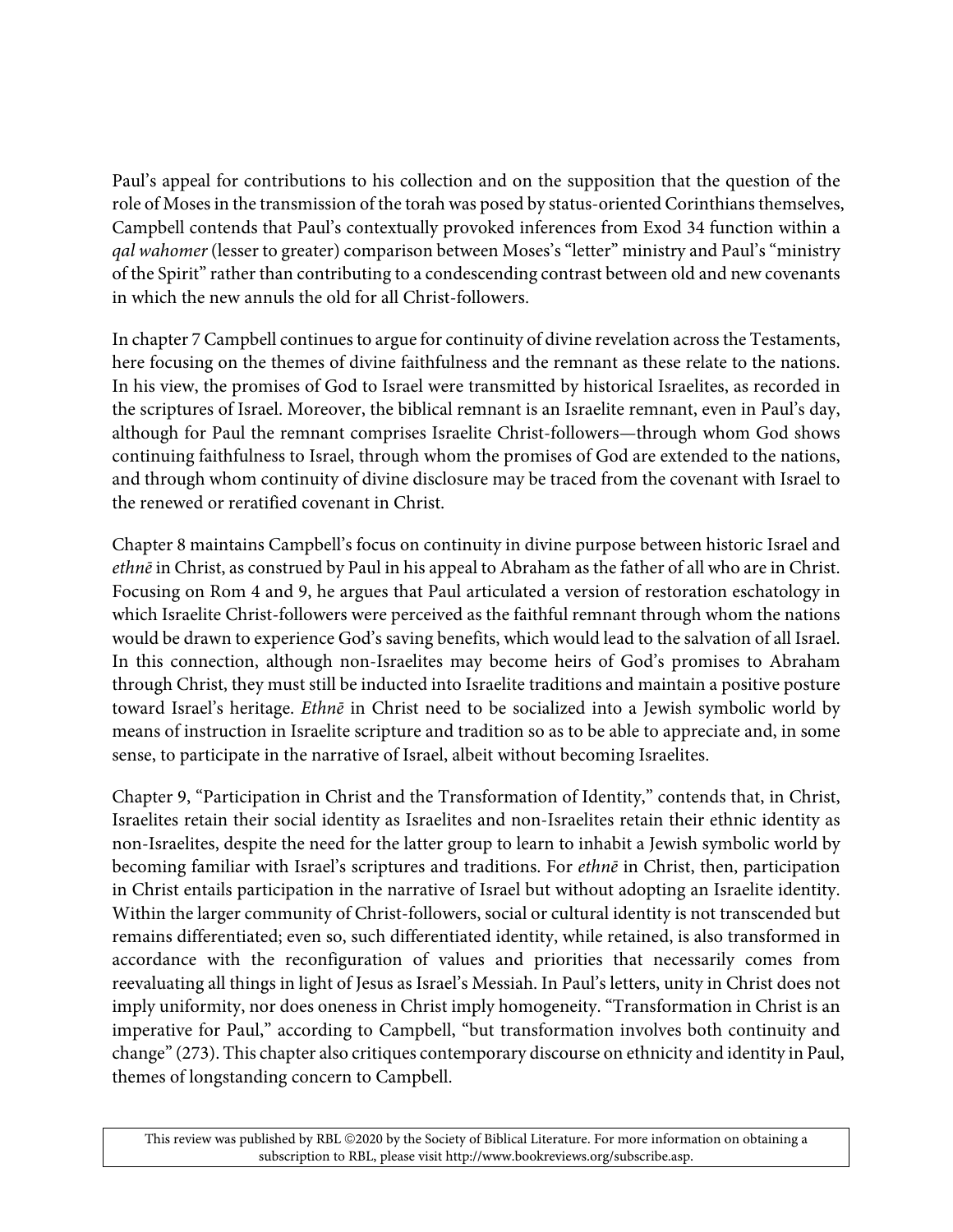Paul's appeal for contributions to his collection and on the supposition that the question of the role of Moses in the transmission of the torah was posed by status-oriented Corinthians themselves, Campbell contends that Paul's contextually provoked inferences from Exod 34 function within a *qal wahomer* (lesser to greater) comparison between Moses's "letter" ministry and Paul's "ministry of the Spirit" rather than contributing to a condescending contrast between old and new covenants in which the new annuls the old for all Christ-followers.

In chapter 7 Campbell continues to argue for continuity of divine revelation across the Testaments, here focusing on the themes of divine faithfulness and the remnant as these relate to the nations. In his view, the promises of God to Israel were transmitted by historical Israelites, as recorded in the scriptures of Israel. Moreover, the biblical remnant is an Israelite remnant, even in Paul's day, although for Paul the remnant comprises Israelite Christ-followers—through whom God shows continuing faithfulness to Israel, through whom the promises of God are extended to the nations, and through whom continuity of divine disclosure may be traced from the covenant with Israel to the renewed or reratified covenant in Christ.

Chapter 8 maintains Campbell's focus on continuity in divine purpose between historic Israel and *ethnē* in Christ, as construed by Paul in his appeal to Abraham as the father of all who are in Christ. Focusing on Rom 4 and 9, he argues that Paul articulated a version of restoration eschatology in which Israelite Christ-followers were perceived as the faithful remnant through whom the nations would be drawn to experience God's saving benefits, which would lead to the salvation of all Israel. In this connection, although non-Israelites may become heirs of God's promises to Abraham through Christ, they must still be inducted into Israelite traditions and maintain a positive posture toward Israel's heritage. *Ethnē* in Christ need to be socialized into a Jewish symbolic world by means of instruction in Israelite scripture and tradition so as to be able to appreciate and, in some sense, to participate in the narrative of Israel, albeit without becoming Israelites.

Chapter 9, "Participation in Christ and the Transformation of Identity," contends that, in Christ, Israelites retain their social identity as Israelites and non-Israelites retain their ethnic identity as non-Israelites, despite the need for the latter group to learn to inhabit a Jewish symbolic world by becoming familiar with Israel's scriptures and traditions. For *ethnē* in Christ, then, participation in Christ entails participation in the narrative of Israel but without adopting an Israelite identity. Within the larger community of Christ-followers, social or cultural identity is not transcended but remains differentiated; even so, such differentiated identity, while retained, is also transformed in accordance with the reconfiguration of values and priorities that necessarily comes from reevaluating all things in light of Jesus as Israel's Messiah. In Paul's letters, unity in Christ does not imply uniformity, nor does oneness in Christ imply homogeneity. "Transformation in Christ is an imperative for Paul," according to Campbell, "but transformation involves both continuity and change" (273). This chapter also critiques contemporary discourse on ethnicity and identity in Paul, themes of longstanding concern to Campbell.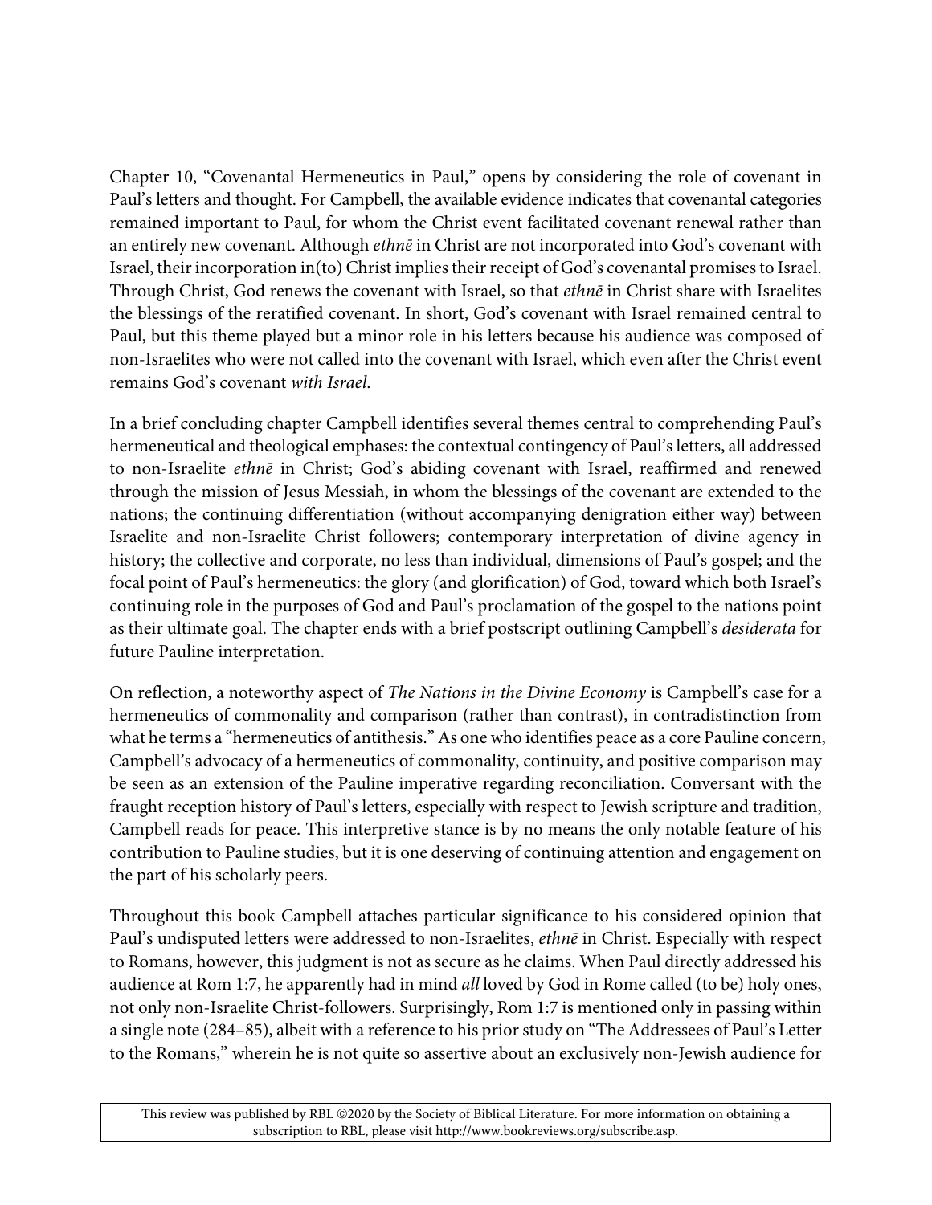Chapter 10, "Covenantal Hermeneutics in Paul," opens by considering the role of covenant in Paul's letters and thought. For Campbell, the available evidence indicates that covenantal categories remained important to Paul, for whom the Christ event facilitated covenant renewal rather than an entirely new covenant. Although *ethnē* in Christ are not incorporated into God's covenant with Israel, their incorporation in(to) Christ implies their receipt of God's covenantal promises to Israel. Through Christ, God renews the covenant with Israel, so that *ethnē* in Christ share with Israelites the blessings of the reratified covenant. In short, God's covenant with Israel remained central to Paul, but this theme played but a minor role in his letters because his audience was composed of non-Israelites who were not called into the covenant with Israel, which even after the Christ event remains God's covenant *with Israel.*

In a brief concluding chapter Campbell identifies several themes central to comprehending Paul's hermeneutical and theological emphases: the contextual contingency of Paul's letters, all addressed to non-Israelite *ethnē* in Christ; God's abiding covenant with Israel, reaffirmed and renewed through the mission of Jesus Messiah, in whom the blessings of the covenant are extended to the nations; the continuing differentiation (without accompanying denigration either way) between Israelite and non-Israelite Christ followers; contemporary interpretation of divine agency in history; the collective and corporate, no less than individual, dimensions of Paul's gospel; and the focal point of Paul's hermeneutics: the glory (and glorification) of God, toward which both Israel's continuing role in the purposes of God and Paul's proclamation of the gospel to the nations point as their ultimate goal. The chapter ends with a brief postscript outlining Campbell's *desiderata* for future Pauline interpretation.

On reflection, a noteworthy aspect of *The Nations in the Divine Economy* is Campbell's case for a hermeneutics of commonality and comparison (rather than contrast), in contradistinction from what he terms a "hermeneutics of antithesis." As one who identifies peace as a core Pauline concern, Campbell's advocacy of a hermeneutics of commonality, continuity, and positive comparison may be seen as an extension of the Pauline imperative regarding reconciliation. Conversant with the fraught reception history of Paul's letters, especially with respect to Jewish scripture and tradition, Campbell reads for peace. This interpretive stance is by no means the only notable feature of his contribution to Pauline studies, but it is one deserving of continuing attention and engagement on the part of his scholarly peers.

Throughout this book Campbell attaches particular significance to his considered opinion that Paul's undisputed letters were addressed to non-Israelites, *ethnē* in Christ. Especially with respect to Romans, however, this judgment is not as secure as he claims. When Paul directly addressed his audience at Rom 1:7, he apparently had in mind *all* loved by God in Rome called (to be) holy ones, not only non-Israelite Christ-followers. Surprisingly, Rom 1:7 is mentioned only in passing within a single note (284–85), albeit with a reference to his prior study on "The Addressees of Paul's Letter to the Romans," wherein he is not quite so assertive about an exclusively non-Jewish audience for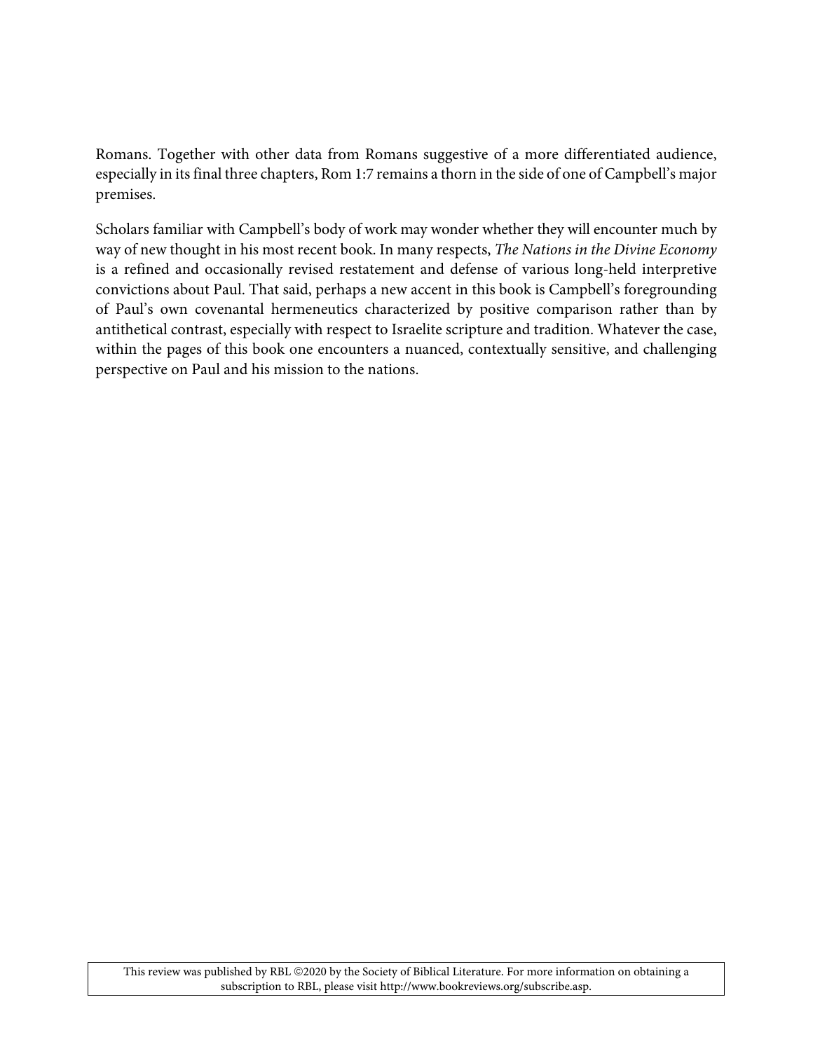Romans. Together with other data from Romans suggestive of a more differentiated audience, especially in its final three chapters, Rom 1:7 remains a thorn in the side of one of Campbell's major premises.

Scholars familiar with Campbell's body of work may wonder whether they will encounter much by way of new thought in his most recent book. In many respects, *The Nations in the Divine Economy* is a refined and occasionally revised restatement and defense of various long-held interpretive convictions about Paul. That said, perhaps a new accent in this book is Campbell's foregrounding of Paul's own covenantal hermeneutics characterized by positive comparison rather than by antithetical contrast, especially with respect to Israelite scripture and tradition. Whatever the case, within the pages of this book one encounters a nuanced, contextually sensitive, and challenging perspective on Paul and his mission to the nations.

This review was published by RBL ©2020 by the Society of Biblical Literature. For more information on obtaining a subscription to RBL, please visit http://www.bookreviews.org/subscribe.asp.